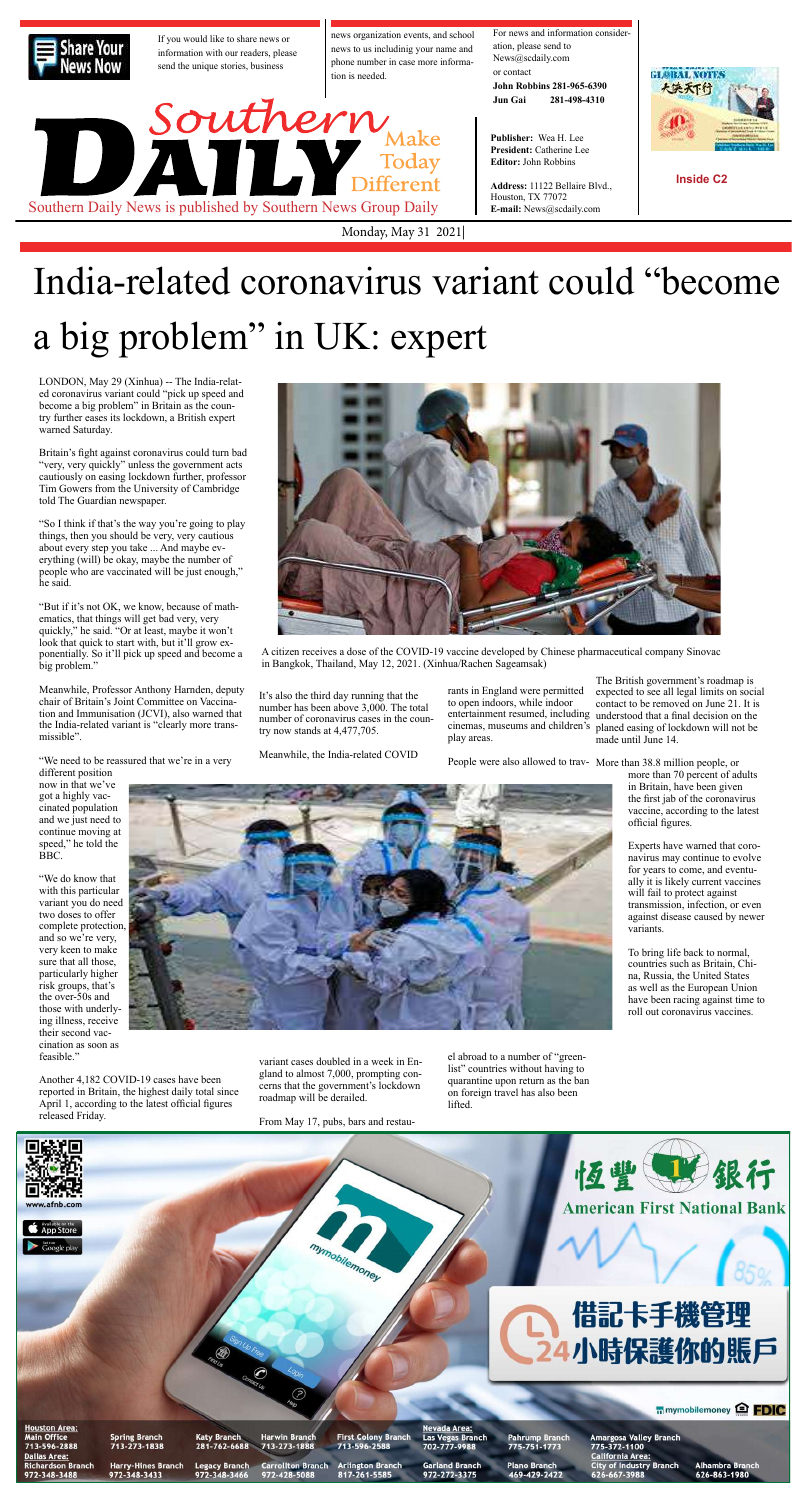If you would like to share news or information with our readers, please send the unique stories, business news organization events, and school news to us including your name and phone number in case more information is needed.

For news and information consideration, please send to News@scdaily.com or contact
**John Robbins 281-965-6390**
**Jun Gai 281-498-4310**

**Publisher:** Wea H. Lee
**President:** Catherine Lee
**Editor:** John Robbins

**Address:** 11122 Bellaire Blvd., Houston, TX 77072
**E-mail:** News@scdaily.com

**Inside C2**

Southern DAILY Make Today Different

Southern Daily News is published by Southern News Group Daily

Monday, May 31 2021

# India-related coronavirus variant could "become a big problem" in UK: expert

LONDON, May 29 (Xinhua) -- The India-related coronavirus variant could "pick up speed and become a big problem" in Britain as the country further eases its lockdown, a British expert warned Saturday.

Britain's fight against coronavirus could turn bad "very, very quickly" unless the government acts cautiously on easing lockdown further, professor Tim Gowers from the University of Cambridge told The Guardian newspaper.

"So I think if that's the way you're going to play things, then you should be very, very cautious about every step you take ... And maybe everything (will) be okay, maybe the number of people who are vaccinated will be just enough," he said.

"But if it's not OK, we know, because of mathematics, that things will get bad very, very quickly," he said. "Or at least, maybe it won't look that quick to start with, but it'll grow exponentially. So it'll pick up speed and become a big problem."

Meanwhile, Professor Anthony Harnden, deputy chair of Britain's Joint Committee on Vaccination and Immunisation (JCVI), also warned that the India-related variant is "clearly more transmissible".

"We need to be reassured that we're in a very different position now in that we've got a highly vaccinated population and we just need to continue moving at speed," he told the BBC.

"We do know that with this particular variant you do need two doses to offer complete protection, and so we're very, very keen to make sure that all those, particularly higher risk groups, that's the over-50s and those with underlying illness, receive their second vaccination as soon as feasible."

Another 4,182 COVID-19 cases have been reported in Britain, the highest daily total since April 1, according to the latest official figures released Friday.

A citizen receives a dose of the COVID-19 vaccine developed by Chinese pharmaceutical company Sinovac in Bangkok, Thailand, May 12, 2021. (Xinhua/Rachen Sageamsak)

It's also the third day running that the number has been above 3,000. The total number of coronavirus cases in the country now stands at 4,477,705.

Meanwhile, the India-related COVID variant cases doubled in a week in England to almost 7,000, prompting concerns that the government's lockdown roadmap will be derailed.

From May 17, pubs, bars and restaurants in England were permitted to open indoors, while indoor entertainment resumed, including cinemas, museums and children's play areas.

People were also allowed to travel abroad to a number of "green-list" countries without having to quarantine upon return as the ban on foreign travel has also been lifted.

The British government's roadmap is expected to see all legal limits on social contact to be removed on June 21. It is understood that a final decision on the planed easing of lockdown will not be made until June 14.

More than 38.8 million people, or more than 70 percent of adults in Britain, have been given the first jab of the coronavirus vaccine, according to the latest official figures.

Experts have warned that coronavirus may continue to evolve for years to come, and eventually it is likely current vaccines will fail to protect against transmission, infection, or even against disease caused by newer variants.

To bring life back to normal, countries such as Britain, China, Russia, the United States as well as the European Union have been racing against time to roll out coronavirus vaccines.

恆豐銀行 American First National Bank

借記卡手機管理 24小時保護你的賬戶

www.afnb.com

mymobilemoney FDIC

**Houston Area:** Main Office 713-596-2888 | Spring Branch 713-273-1838 | Katy Branch 281-762-6688 | Harwin Branch 713-273-1888 | First Colony Branch 713-596-2588

**Dallas Area:** Richardson Branch 972-348-3488 | Harry-Hines Branch 972-348-3433 | Legacy Branch 972-348-3466 | Carrollton Branch 972-428-5088 | Arlington Branch 817-261-5585 | Garland Branch 972-272-3375 | Plano Branch 469-429-2422

**Nevada Area:** Las Vegas Branch 702-777-9988 | Pahrump Branch 775-751-1773 | Amargosa Valley Branch 775-372-1100

**California Area:** City of Industry Branch 626-667-3988 | Alhambra Branch 626-863-1980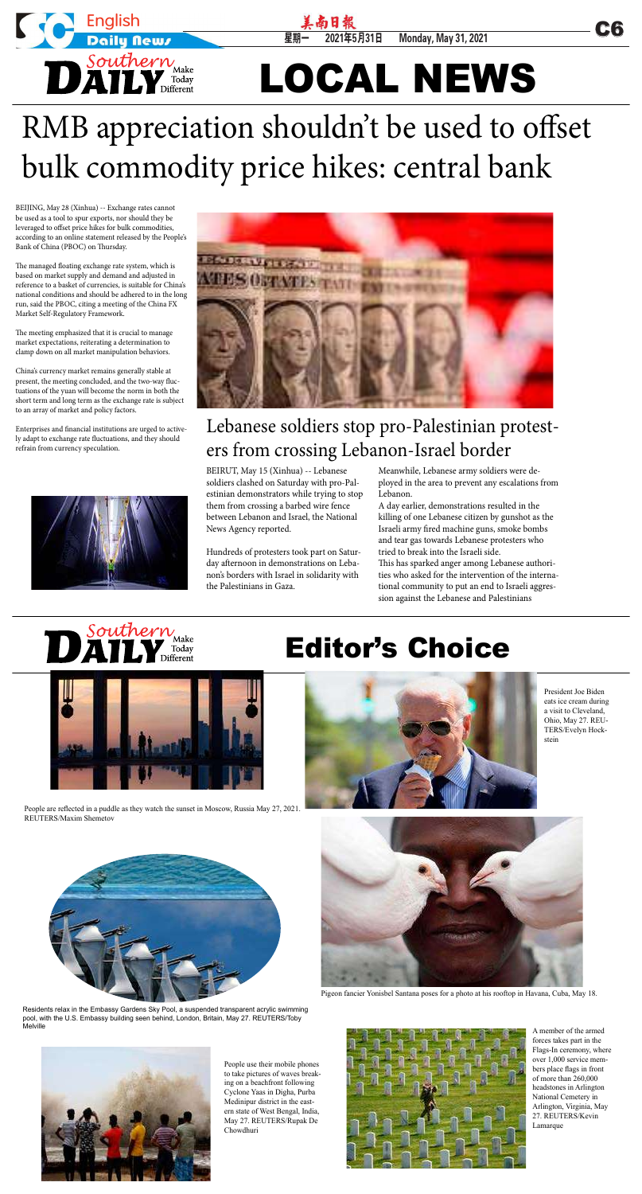# LOCAL NEWS

## RMB appreciation shouldn't be used to offset bulk commodity price hikes: central bank

BEIJING, May 28 (Xinhua) -- Exchange rates cannot be used as a tool to spur exports, nor should they be leveraged to offset price hikes for bulk commodities, according to an online statement released by the People's Bank of China (PBOC) on Thursday.

The managed floating exchange rate system, which is based on market supply and demand and adjusted in reference to a basket of currencies, is suitable for China's national conditions and should be adhered to in the long run, said the PBOC, citing a meeting of the China FX Market Self-Regulatory Framework.

The meeting emphasized that it is crucial to manage market expectations, reiterating a determination to clamp down on all market manipulation behaviors.

China's currency market remains generally stable at present, the meeting concluded, and the two-way fluctuations of the yuan will become the norm in both the short term and long term as the exchange rate is subject to an array of market and policy factors.

Enterprises and financial institutions are urged to actively adapt to exchange rate fluctuations, and they should refrain from currency speculation.

## Lebanese soldiers stop pro-Palestinian protesters from crossing Lebanon-Israel border

BEIRUT, May 15 (Xinhua) -- Lebanese soldiers clashed on Saturday with pro-Palestinian demonstrators while trying to stop them from crossing a barbed wire fence between Lebanon and Israel, the National News Agency reported.

Hundreds of protesters took part on Saturday afternoon in demonstrations on Lebanon's borders with Israel in solidarity with the Palestinians in Gaza.

Meanwhile, Lebanese army soldiers were deployed in the area to prevent any escalations from Lebanon.

A day earlier, demonstrations resulted in the killing of one Lebanese citizen by gunshot as the Israeli army fired machine guns, smoke bombs and tear gas towards Lebanese protesters who tried to break into the Israeli side.

This has sparked anger among Lebanese authorities who asked for the intervention of the international community to put an end to Israeli aggression against the Lebanese and Palestinians

# Editor's Choice

People are reflected in a puddle as they watch the sunset in Moscow, Russia May 27, 2021. REUTERS/Maxim Shemetov

President Joe Biden eats ice cream during a visit to Cleveland, Ohio, May 27. REUTERS/Evelyn Hockstein

Residents relax in the Embassy Gardens Sky Pool, a suspended transparent acrylic swimming pool, with the U.S. Embassy building seen behind, London, Britain, May 27. REUTERS/Toby Melville

Pigeon fancier Yonisbel Santana poses for a photo at his rooftop in Havana, Cuba, May 18.

People use their mobile phones to take pictures of waves breaking on a beachfront following Cyclone Yaas in Digha, Purba Medinipur district in the eastern state of West Bengal, India, May 27. REUTERS/Rupak De Chowdhuri

A member of the armed forces takes part in the Flags-In ceremony, where over 1,000 service members place flags in front of more than 260,000 headstones in Arlington National Cemetery in Arlington, Virginia, May 27. REUTERS/Kevin Lamarque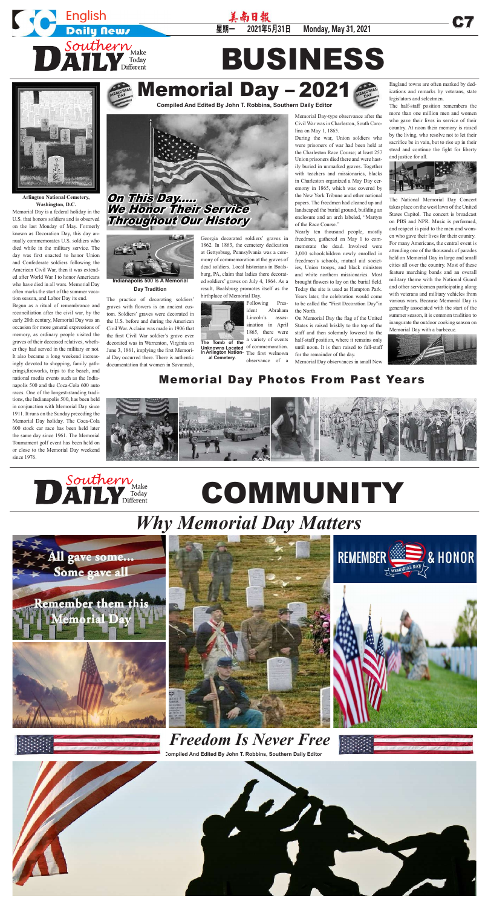# BUSINESS

# Memorial Day – 2021

**Compiled And Edited By John T. Robbins, Southern Daily Editor**

**Arlington National Cemetery, Washington, D.C.**

Memorial Day is a federal holiday in the U.S. that honors soldiers and is observed on the last Monday of May. Formerly known as Decoration Day, this day annually commemorates U.S. soldiers who died while in the military service. The day was first enacted to honor Union and Confederate soldiers following the American Civil War, then it was extended after World War I to honor Americans who have died in all wars. Memorial Day often marks the start of the summer vacation season, and Labor Day its end.

Begun as a ritual of remembrance and reconciliation after the civil war, by the early 20th century, Memorial Day was an occasion for more general expressions of memory, as ordinary people visited the graves of their deceased relatives, whether they had served in the military or not. It also became a long weekend increasingly devoted to shopping, family gatherings,fireworks, trips to the beach, and national media events such as the Indianapolis 500 and the Coca-Cola 600 auto races. One of the longest-standing traditions, the Indianapolis 500, has been held in conjunction with Memorial Day since 1911. It runs on the Sunday preceding the Memorial Day holiday. The Coca-Cola 600 stock car race has been held later the same day since 1961. The Memorial Tournament golf event has been held on or close to the Memorial Day weekend since 1976.

## On This Day..... We Honor Their Service Throughout Our History

**Indianapolis 500 Is A Memorial Day Tradition**

The practice of decorating soldiers' graves with flowers is an ancient custom. Soldiers' graves were decorated in the U.S. before and during the American Civil War. A claim was made in 1906 that the first Civil War soldier's grave ever decorated was in Warrenton, Virginia on June 3, 1861, implying the first Memorial Day occurred there. There is authentic documentation that women in Savannah, Georgia decorated soldiers' graves in 1862. In 1863, the cemetery dedication at Gettysburg, Pennsylvania was a ceremony of commemoration at the graves of dead soldiers. Local historians in Boalsburg, PA, claim that ladies there decorated soldiers' graves on July 4, 1864. As a result, Boalsburg promotes itself as the birthplace of Memorial Day.

**The Tomb of the Unknowns Located In Arlington National Cemetery.**

Following President Abraham Lincoln's assassination in April 1865, there were a variety of events of commemoration. The first welnown observance of a Memorial Day-type observance after the Civil War was in Charleston, South Carolina on May 1, 1865.

During the war, Union soldiers who were prisoners of war had been held at the Charleston Race Course; at least 257 Union prisoners died there and were hastily buried in unmarked graves. Together with teachers and missionaries, blacks in Charleston organized a May Day ceremony in 1865, which was covered by the New York Tribune and other national papers. The freedmen had cleaned up and landscaped the burial ground, building an enclosure and an arch labeled, "Martyrs of the Race Course."

Nearly ten thousand people, mostly freedmen, gathered on May 1 to commemorate the dead. Involved were 3,000 schoolchildren newly enrolled in freedmen's schools, mutual aid societies, Union troops, and black ministers and white northern missionaries. Most brought flowers to lay on the burial field. Today the site is used as Hampton Park. Years later, the celebration would come to be called the "First Decoration Day"in the North.

On Memorial Day the flag of the United States is raised briskly to the top of the staff and then solemnly lowered to the half-staff position, where it remains only until noon. It is then raised to full-staff for the remainder of the day.

Memorial Day observances in small New England towns are often marked by dedications and remarks by veterans, state legislators and selectmen.

The half-staff position remembers the more than one million men and women who gave their lives in service of their country. At noon their memory is raised by the living, who resolve not to let their sacrifice be in vain, but to rise up in their stead and continue the fight for liberty and justice for all.

The National Memorial Day Concert takes place on the west lawn of the United States Capitol. The concert is broadcast on PBS and NPR. Music is performed, and respect is paid to the men and women who gave their lives for their country.

For many Americans, the central event is attending one of the thousands of parades held on Memorial Day in large and small cities all over the country. Most of these feature marching bands and an overall military theme with the National Guard and other servicemen participating along with veterans and military vehicles from various wars. Because Memorial Day is generally associated with the start of the summer season, it is common tradition to inaugurate the outdoor cooking season on Memorial Day with a barbecue.

## Memorial Day Photos From Past Years

# COMMUNITY

## *Why Memorial Day Matters*

## *Freedom Is Never Free*

**Compiled And Edited By John T. Robbins, Southern Daily Editor**